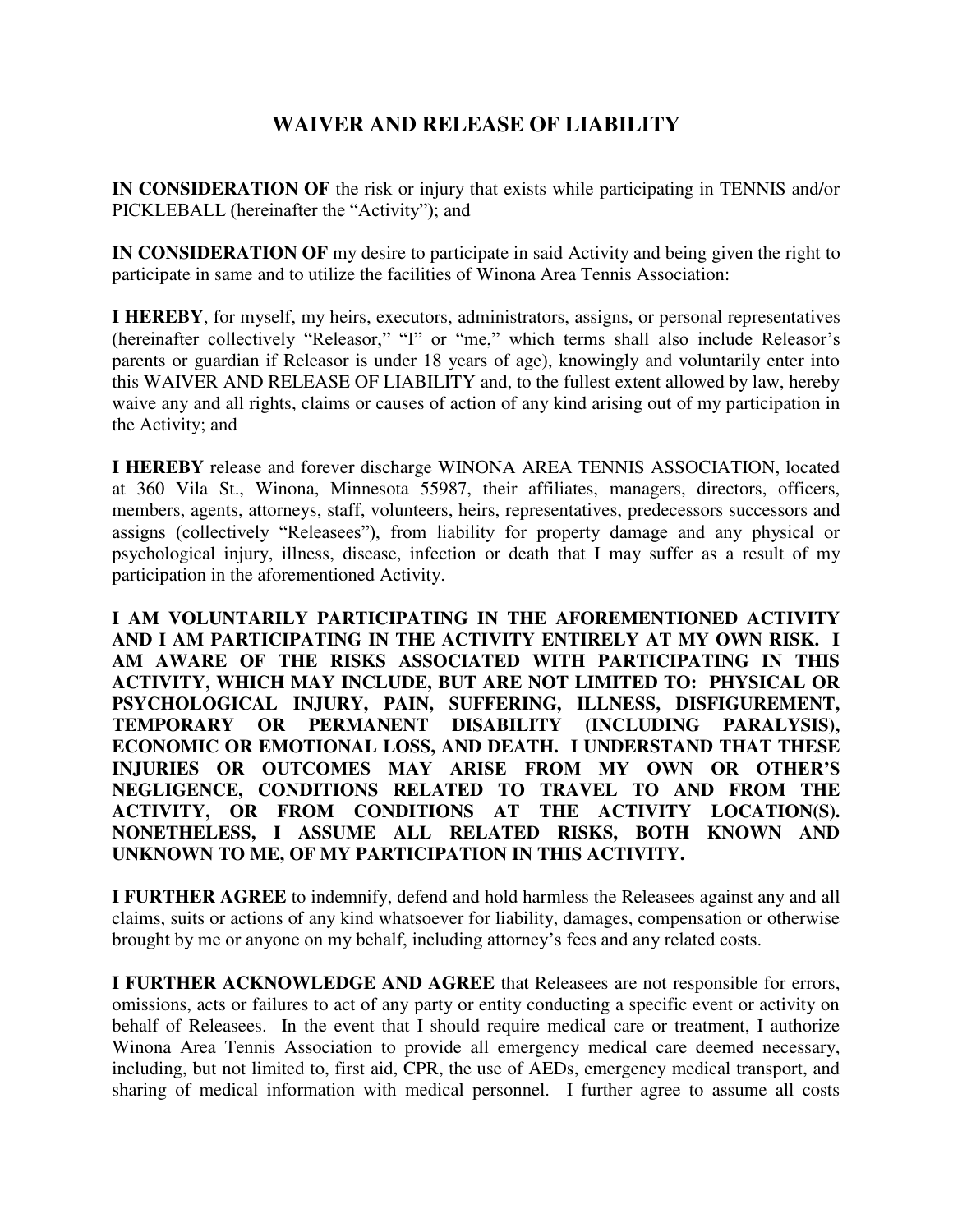# WAIVER AND RELEASE OF LIABILITY

**IN CONSIDERATION OF** the risk or injury that exists while participating in TENNIS and/or PICKLEBALL (hereinafter the "Activity"); and

**IN CONSIDERATION OF** my desire to participate in said Activity and being given the right to participate in same and to utilize the facilities of Winona Area Tennis Association:

**I HEREBY**, for myself, my heirs, executors, administrators, assigns, or personal representatives (hereinafter collectively "Releasor," "I" or "me," which terms shall also include Releasor's parents or guardian if Releasor is under 18 years of age), knowingly and voluntarily enter into this WAIVER AND RELEASE OF LIABILITY and, to the fullest extent allowed by law, hereby waive any and all rights, claims or causes of action of any kind arising out of my participation in the Activity; and

**I HEREBY** release and forever discharge WINONA AREA TENNIS ASSOCIATION, located at 360 Vila St., Winona, Minnesota 55987, their affiliates, managers, directors, officers, members, agents, attorneys, staff, volunteers, heirs, representatives, predecessors successors and assigns (collectively "Releasees"), from liability for property damage and any physical or psychological injury, illness, disease, infection or death that I may suffer as a result of my participation in the aforementioned Activity.

**I AM VOLUNTARILY PARTICIPATING IN THE AFOREMENTIONED ACTIVITY AND I AM PARTICIPATING IN THE ACTIVITY ENTIRELY AT MY OWN RISK. I AM AWARE OF THE RISKS ASSOCIATED WITH PARTICIPATING IN THIS ACTIVITY, WHICH MAY INCLUDE, BUT ARE NOT LIMITED TO: PHYSICAL OR PSYCHOLOGICAL INJURY, PAIN, SUFFERING, ILLNESS, DISFIGUREMENT, TEMPORARY OR PERMANENT DISABILITY (INCLUDING PARALYSIS), ECONOMIC OR EMOTIONAL LOSS, AND DEATH. I UNDERSTAND THAT THESE INJURIES OR OUTCOMES MAY ARISE FROM MY OWN OR OTHER'S NEGLIGENCE, CONDITIONS RELATED TO TRAVEL TO AND FROM THE ACTIVITY, OR FROM CONDITIONS AT THE ACTIVITY LOCATION(S). NONETHELESS, I ASSUME ALL RELATED RISKS, BOTH KNOWN AND UNKNOWN TO ME, OF MY PARTICIPATION IN THIS ACTIVITY.**

**I FURTHER AGREE** to indemnify, defend and hold harmless the Releasees against any and all claims, suits or actions of any kind whatsoever for liability, damages, compensation or otherwise brought by me or anyone on my behalf, including attorney's fees and any related costs.

**I FURTHER ACKNOWLEDGE AND AGREE** that Releasees are not responsible for errors, omissions, acts or failures to act of any party or entity conducting a specific event or activity on behalf of Releasees. In the event that I should require medical care or treatment, I authorize Winona Area Tennis Association to provide all emergency medical care deemed necessary, including, but not limited to, first aid, CPR, the use of AEDs, emergency medical transport, and sharing of medical information with medical personnel. I further agree to assume all costs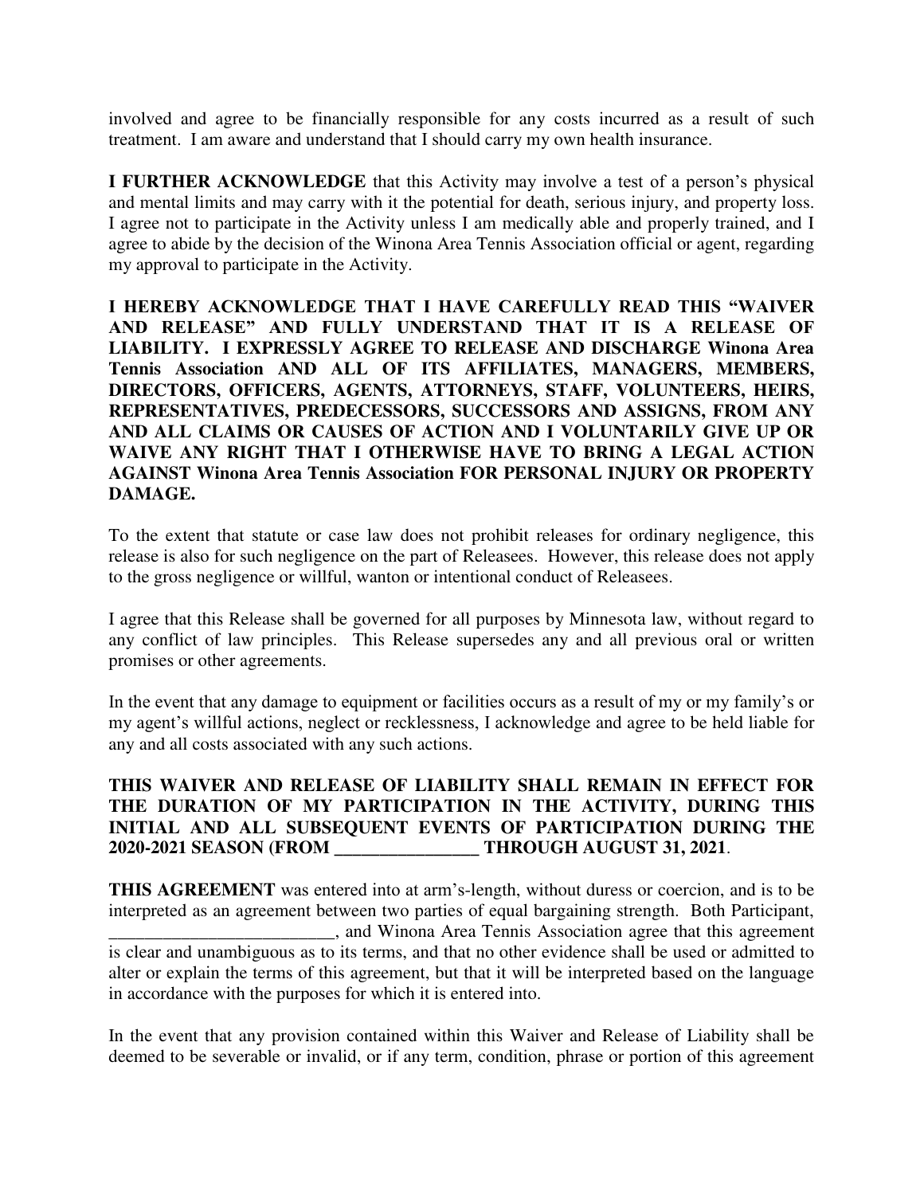involved and agree to be financially responsible for any costs incurred as a result of such treatment. I am aware and understand that I should carry my own health insurance.

**I FURTHER ACKNOWLEDGE** that this Activity may involve a test of a person's physical and mental limits and may carry with it the potential for death, serious injury, and property loss. I agree not to participate in the Activity unless I am medically able and properly trained, and I agree to abide by the decision of the Winona Area Tennis Association official or agent, regarding my approval to participate in the Activity.

**I HEREBY ACKNOWLEDGE THAT I HAVE CAREFULLY READ THIS "WAIVER AND RELEASE" AND FULLY UNDERSTAND THAT IT IS A RELEASE OF LIABILITY. I EXPRESSLY AGREE TO RELEASE AND DISCHARGE Winona Area Tennis Association AND ALL OF ITS AFFILIATES, MANAGERS, MEMBERS, DIRECTORS, OFFICERS, AGENTS, ATTORNEYS, STAFF, VOLUNTEERS, HEIRS, REPRESENTATIVES, PREDECESSORS, SUCCESSORS AND ASSIGNS, FROM ANY AND ALL CLAIMS OR CAUSES OF ACTION AND I VOLUNTARILY GIVE UP OR WAIVE ANY RIGHT THAT I OTHERWISE HAVE TO BRING A LEGAL ACTION AGAINST Winona Area Tennis Association FOR PERSONAL INJURY OR PROPERTY DAMAGE.**

To the extent that statute or case law does not prohibit releases for ordinary negligence, this release is also for such negligence on the part of Releasees. However, this release does not apply to the gross negligence or willful, wanton or intentional conduct of Releasees.

I agree that this Release shall be governed for all purposes by Minnesota law, without regard to any conflict of law principles. This Release supersedes any and all previous oral or written promises or other agreements.

In the event that any damage to equipment or facilities occurs as a result of my or my family's or my agent's willful actions, neglect or recklessness, I acknowledge and agree to be held liable for any and all costs associated with any such actions.

**THIS WAIVER AND RELEASE OF LIABILITY SHALL REMAIN IN EFFECT FOR THE DURATION OF MY PARTICIPATION IN THE ACTIVITY, DURING THIS INITIAL AND ALL SUBSEQUENT EVENTS OF PARTICIPATION DURING THE 2020-2021 SEASON (FROM ________________ THROUGH AUGUST 31, 2021**.

**THIS AGREEMENT** was entered into at arm's-length, without duress or coercion, and is to be interpreted as an agreement between two parties of equal bargaining strength. Both Participant, _________________________, and Winona Area Tennis Association agree that this agreement is clear and unambiguous as to its terms, and that no other evidence shall be used or admitted to alter or explain the terms of this agreement, but that it will be interpreted based on the language in accordance with the purposes for which it is entered into.

In the event that any provision contained within this Waiver and Release of Liability shall be deemed to be severable or invalid, or if any term, condition, phrase or portion of this agreement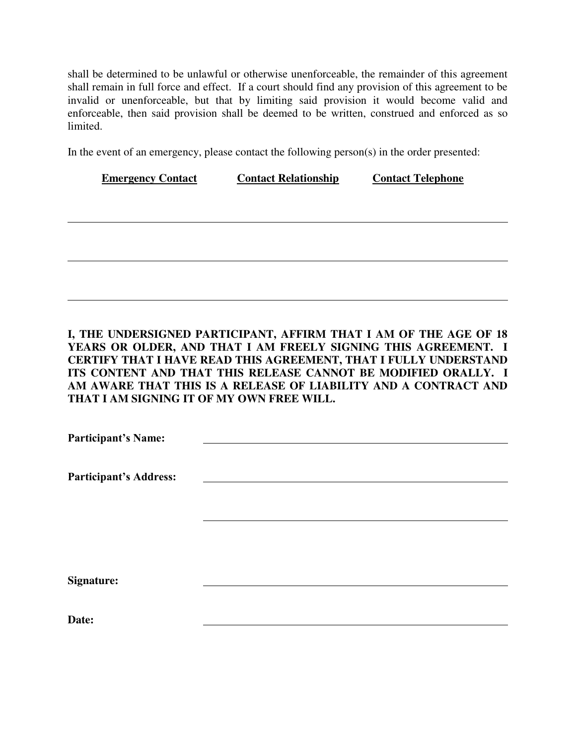shall be determined to be unlawful or otherwise unenforceable, the remainder of this agreement shall remain in full force and effect. If a court should find any provision of this agreement to be invalid or unenforceable, but that by limiting said provision it would become valid and enforceable, then said provision shall be deemed to be written, construed and enforced as so limited.

In the event of an emergency, please contact the following person(s) in the order presented:

| Emergency Contact | Contact Relationship | Contact Telephone |
| --- | --- | --- |
| | | |
| | | |
| | | |

**I, THE UNDERSIGNED PARTICIPANT, AFFIRM THAT I AM OF THE AGE OF 18 YEARS OR OLDER, AND THAT I AM FREELY SIGNING THIS AGREEMENT. I CERTIFY THAT I HAVE READ THIS AGREEMENT, THAT I FULLY UNDERSTAND ITS CONTENT AND THAT THIS RELEASE CANNOT BE MODIFIED ORALLY. I AM AWARE THAT THIS IS A RELEASE OF LIABILITY AND A CONTRACT AND THAT I AM SIGNING IT OF MY OWN FREE WILL.**

**Participant's Name:** ______________________________

**Participant's Address:** ______________________________

______________________________

**Signature:** ______________________________

**Date:** ______________________________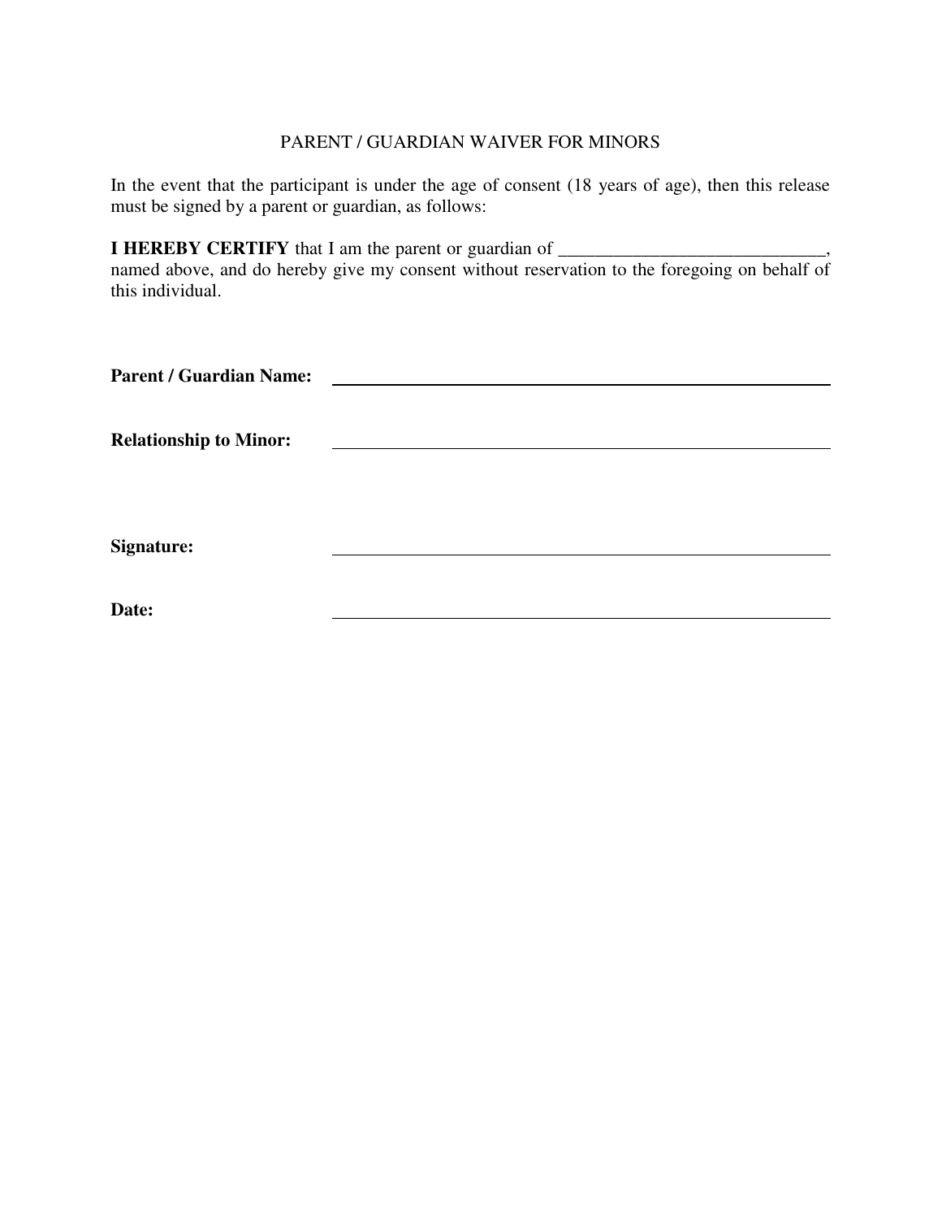# PARENT / GUARDIAN WAIVER FOR MINORS

In the event that the participant is under the age of consent (18 years of age), then this release must be signed by a parent or guardian, as follows:

**I HEREBY CERTIFY** that I am the parent or guardian of ______________________________, named above, and do hereby give my consent without reservation to the foregoing on behalf of this individual.

**Parent / Guardian Name:** ______________________________

**Relationship to Minor:** ______________________________

**Signature:** ______________________________

**Date:** ______________________________